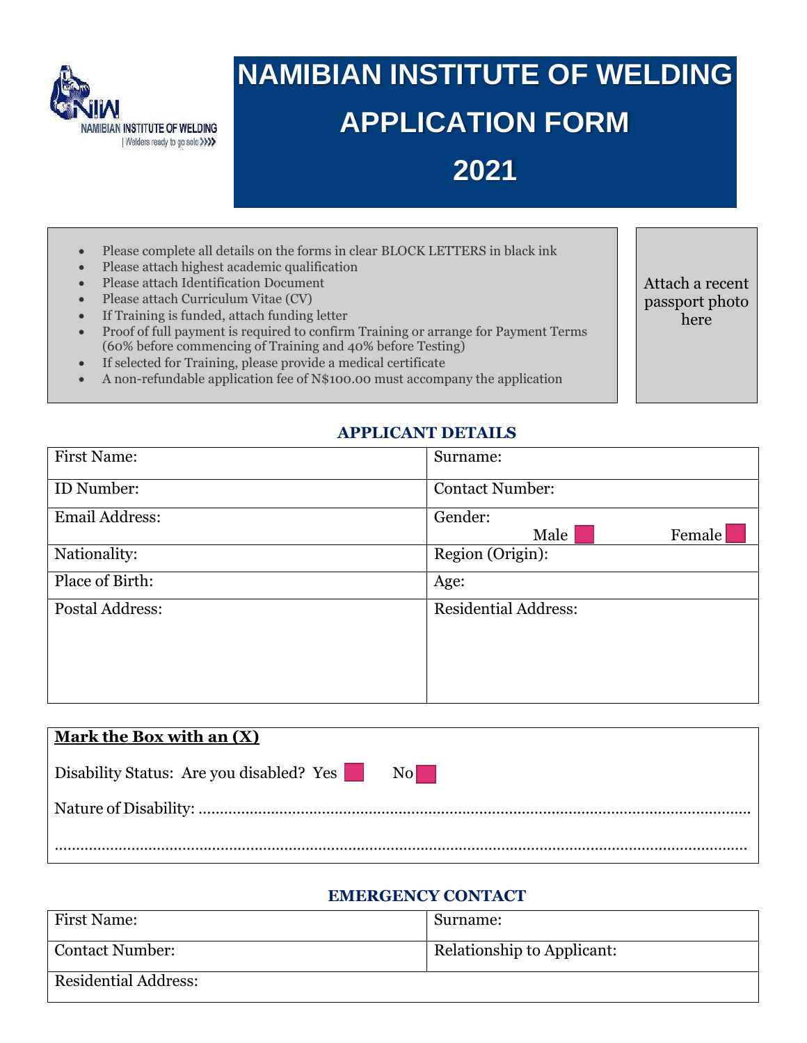NAMIBIAN INSTITUTE OF WELDING
| Welders ready to go solo

# NAMIBIAN INSTITUTE OF WELDING APPLICATION FORM 2021

- Please complete all details on the forms in clear BLOCK LETTERS in black ink
- Please attach highest academic qualification
- Please attach Identification Document
- Please attach Curriculum Vitae (CV)
- If Training is funded, attach funding letter
- Proof of full payment is required to confirm Training or arrange for Payment Terms (60% before commencing of Training and 40% before Testing)
- If selected for Training, please provide a medical certificate
- A non-refundable application fee of N$100.00 must accompany the application

Attach a recent passport photo here

## APPLICANT DETAILS

| First Name: | Surname: |
|---|---|
| ID Number: | Contact Number: |
| Email Address: | Gender: Male ☐ Female ☐ |
| Nationality: | Region (Origin): |
| Place of Birth: | Age: |
| Postal Address: | Residential Address: |

**Mark the Box with an (X)**

Disability Status: Are you disabled? Yes ☐ No ☐

Nature of Disability: ..............................................................................................................................

..............................................................................................................................................................

## EMERGENCY CONTACT

| First Name: | Surname: |
|---|---|
| Contact Number: | Relationship to Applicant: |
| Residential Address: | |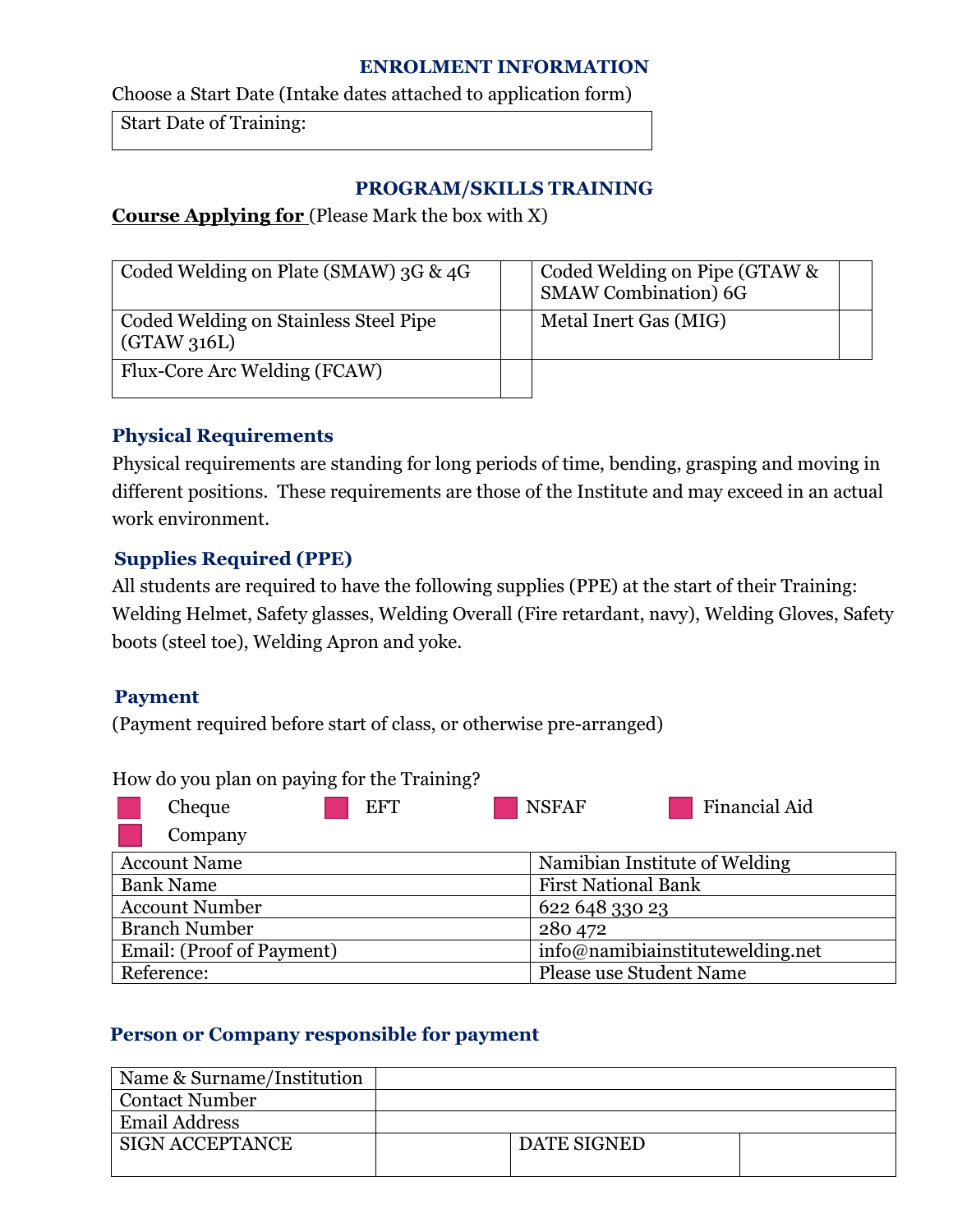## ENROLMENT INFORMATION

Choose a Start Date (Intake dates attached to application form)

| Start Date of Training: |
|---|

## PROGRAM/SKILLS TRAINING

**Course Applying for** (Please Mark the box with X)

| Course | | Course | |
|---|---|---|---|
| Coded Welding on Plate (SMAW) 3G & 4G | | Coded Welding on Pipe (GTAW & SMAW Combination) 6G | |
| Coded Welding on Stainless Steel Pipe (GTAW 316L) | | Metal Inert Gas (MIG) | |
| Flux-Core Arc Welding (FCAW) | | | |

### Physical Requirements

Physical requirements are standing for long periods of time, bending, grasping and moving in different positions. These requirements are those of the Institute and may exceed in an actual work environment.

### Supplies Required (PPE)

All students are required to have the following supplies (PPE) at the start of their Training: Welding Helmet, Safety glasses, Welding Overall (Fire retardant, navy), Welding Gloves, Safety boots (steel toe), Welding Apron and yoke.

### Payment

(Payment required before start of class, or otherwise pre-arranged)

How do you plan on paying for the Training?

- Cheque
- EFT
- NSFAF
- Financial Aid
- Company

| Account Name | Namibian Institute of Welding |
|---|---|
| Bank Name | First National Bank |
| Account Number | 622 648 330 23 |
| Branch Number | 280 472 |
| Email: (Proof of Payment) | info@namibiainstitutewelding.net |
| Reference: | Please use Student Name |

### Person or Company responsible for payment

| Name & Surname/Institution | | | |
|---|---|---|---|
| Contact Number | | | |
| Email Address | | | |
| SIGN ACCEPTANCE | | DATE SIGNED | |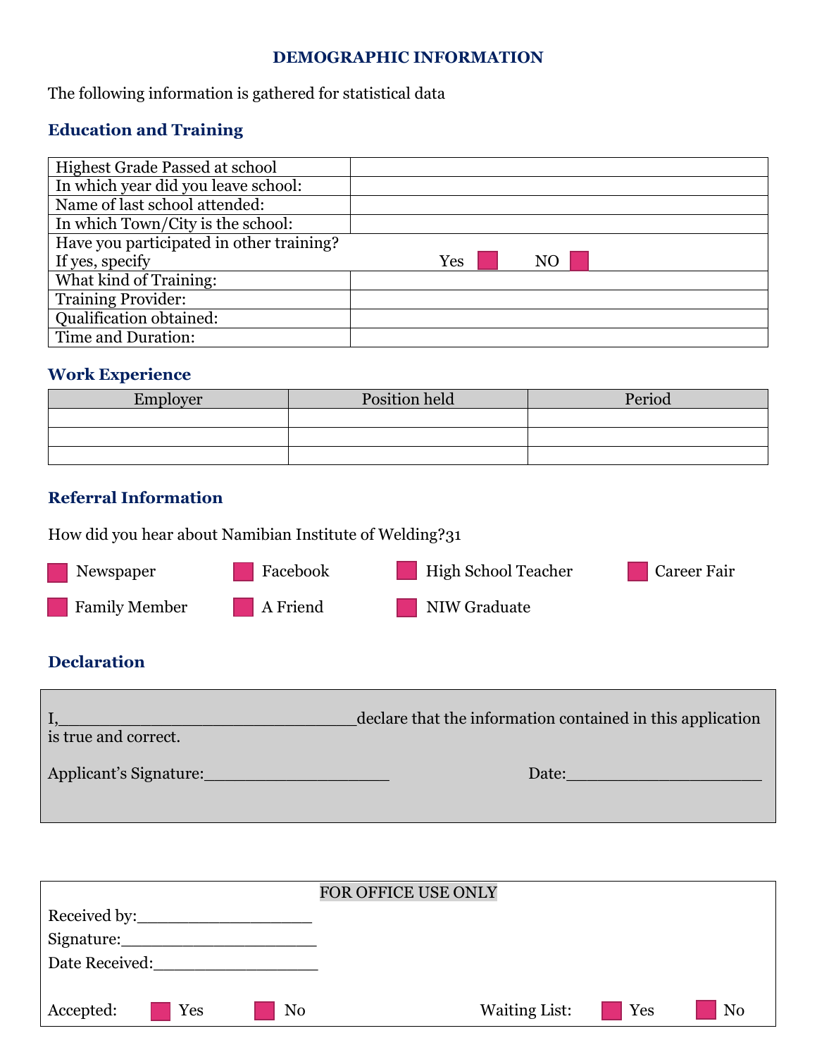## DEMOGRAPHIC INFORMATION

The following information is gathered for statistical data

### Education and Training

| | |
|---|---|
| Highest Grade Passed at school | |
| In which year did you leave school: | |
| Name of last school attended: | |
| In which Town/City is the school: | |
| Have you participated in other training? If yes, specify | Yes ☐ NO ☐ |
| What kind of Training: | |
| Training Provider: | |
| Qualification obtained: | |
| Time and Duration: | |

### Work Experience

| Employer | Position held | Period |
|---|---|---|
| | | |
| | | |
| | | |

### Referral Information

How did you hear about Namibian Institute of Welding?31

☐ Newspaper ☐ Facebook ☐ High School Teacher ☐ Career Fair

☐ Family Member ☐ A Friend ☐ NIW Graduate

### Declaration

I,______________________________declare that the information contained in this application is true and correct.

Applicant's Signature:___________________ Date:____________________

FOR OFFICE USE ONLY

Received by:__________________

Signature:____________________

Date Received:_________________

Accepted: ☐ Yes ☐ No Waiting List: ☐ Yes ☐ No